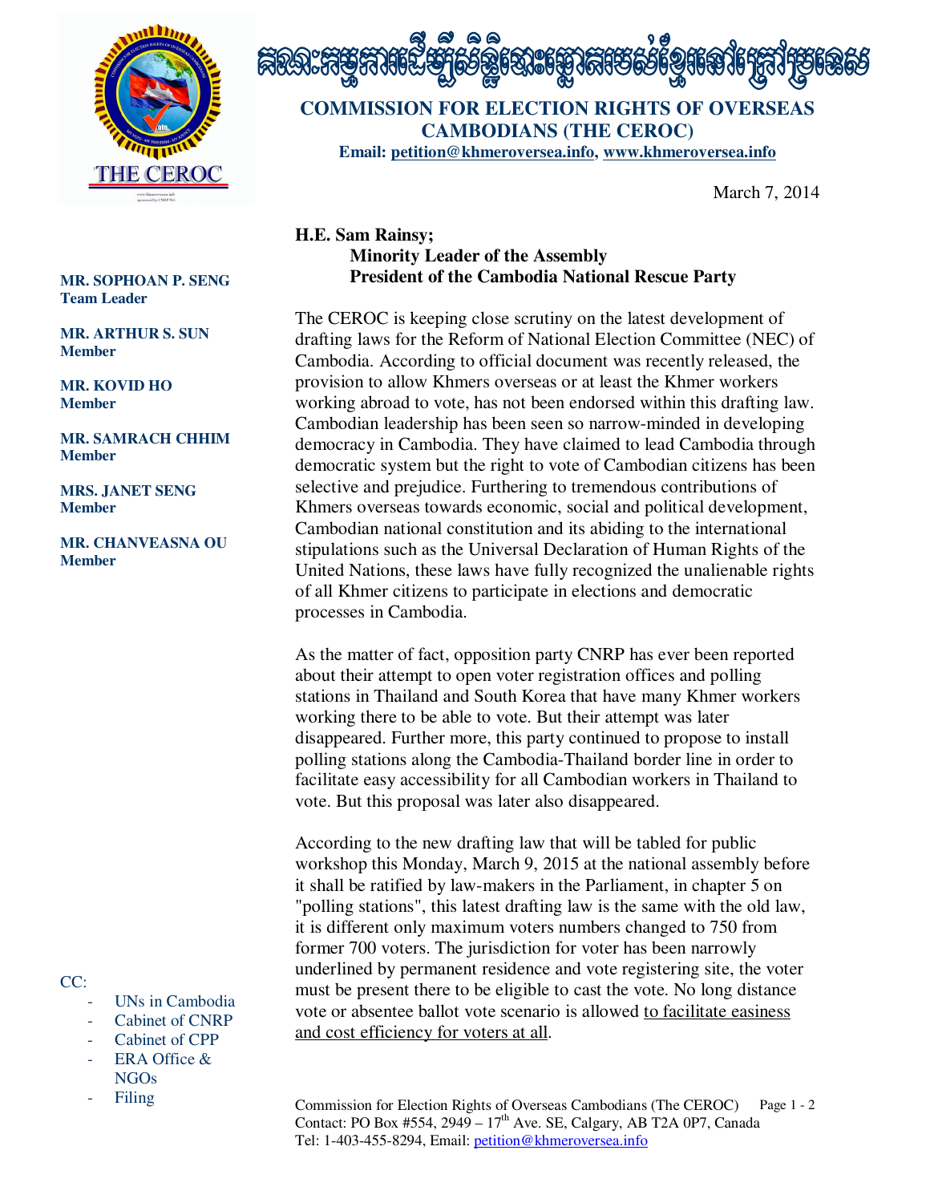គណៈកម្មការដើម្បីសិទ្ធិបោះឆ្នោតរបស់ខ្មែរនៅក្រៅប្រទេស

# COMMISSION FOR ELECTION RIGHTS OF OVERSEAS CAMBODIANS (THE CEROC)

**Email: petition@khmeroversea.info, www.khmeroversea.info**

March 7, 2014

**MR. SOPHOAN P. SENG**
**Team Leader**

**MR. ARTHUR S. SUN**
**Member**

**MR. KOVID HO**
**Member**

**MR. SAMRACH CHHIM**
**Member**

**MRS. JANET SENG**
**Member**

**MR. CHANVEASNA OU**
**Member**

**H.E. Sam Rainsy;**
**Minority Leader of the Assembly**
**President of the Cambodia National Rescue Party**

The CEROC is keeping close scrutiny on the latest development of drafting laws for the Reform of National Election Committee (NEC) of Cambodia. According to official document was recently released, the provision to allow Khmers overseas or at least the Khmer workers working abroad to vote, has not been endorsed within this drafting law. Cambodian leadership has been seen so narrow-minded in developing democracy in Cambodia. They have claimed to lead Cambodia through democratic system but the right to vote of Cambodian citizens has been selective and prejudice. Furthering to tremendous contributions of Khmers overseas towards economic, social and political development, Cambodian national constitution and its abiding to the international stipulations such as the Universal Declaration of Human Rights of the United Nations, these laws have fully recognized the unalienable rights of all Khmer citizens to participate in elections and democratic processes in Cambodia.

As the matter of fact, opposition party CNRP has ever been reported about their attempt to open voter registration offices and polling stations in Thailand and South Korea that have many Khmer workers working there to be able to vote. But their attempt was later disappeared. Further more, this party continued to propose to install polling stations along the Cambodia-Thailand border line in order to facilitate easy accessibility for all Cambodian workers in Thailand to vote. But this proposal was later also disappeared.

According to the new drafting law that will be tabled for public workshop this Monday, March 9, 2015 at the national assembly before it shall be ratified by law-makers in the Parliament, in chapter 5 on "polling stations", this latest drafting law is the same with the old law, it is different only maximum voters numbers changed to 750 from former 700 voters. The jurisdiction for voter has been narrowly underlined by permanent residence and vote registering site, the voter must be present there to be eligible to cast the vote. No long distance vote or absentee ballot vote scenario is allowed <u>to facilitate easiness and cost efficiency for voters at all</u>.

CC:

- UNs in Cambodia
- Cabinet of CNRP
- Cabinet of CPP
- ERA Office & NGOs
- Filing

Commission for Election Rights of Overseas Cambodians (The CEROC)
Contact: PO Box #554, 2949 – 17th Ave. SE, Calgary, AB T2A 0P7, Canada
Tel: 1-403-455-8294, Email: petition@khmeroversea.info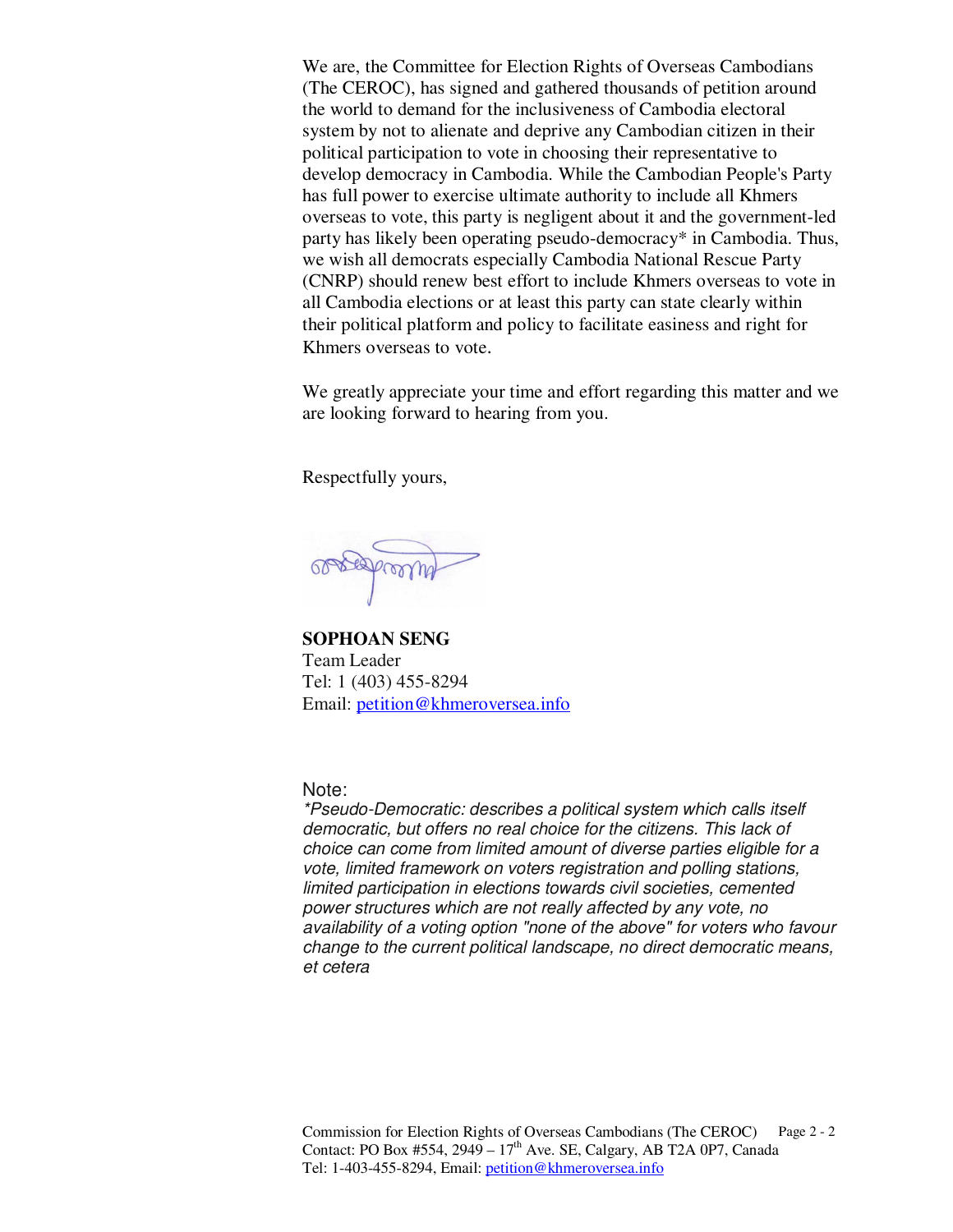We are, the Committee for Election Rights of Overseas Cambodians (The CEROC), has signed and gathered thousands of petition around the world to demand for the inclusiveness of Cambodia electoral system by not to alienate and deprive any Cambodian citizen in their political participation to vote in choosing their representative to develop democracy in Cambodia. While the Cambodian People's Party has full power to exercise ultimate authority to include all Khmers overseas to vote, this party is negligent about it and the government-led party has likely been operating pseudo-democracy* in Cambodia. Thus, we wish all democrats especially Cambodia National Rescue Party (CNRP) should renew best effort to include Khmers overseas to vote in all Cambodia elections or at least this party can state clearly within their political platform and policy to facilitate easiness and right for Khmers overseas to vote.

We greatly appreciate your time and effort regarding this matter and we are looking forward to hearing from you.

Respectfully yours,

**SOPHOAN SENG**
Team Leader
Tel: 1 (403) 455-8294
Email: petition@khmeroversea.info

Note:
*\*Pseudo-Democratic: describes a political system which calls itself democratic, but offers no real choice for the citizens. This lack of choice can come from limited amount of diverse parties eligible for a vote, limited framework on voters registration and polling stations, limited participation in elections towards civil societies, cemented power structures which are not really affected by any vote, no availability of a voting option "none of the above" for voters who favour change to the current political landscape, no direct democratic means, et cetera*

Commission for Election Rights of Overseas Cambodians (The CEROC)
Contact: PO Box #554, 2949 – 17th Ave. SE, Calgary, AB T2A 0P7, Canada
Tel: 1-403-455-8294, Email: petition@khmeroversea.info